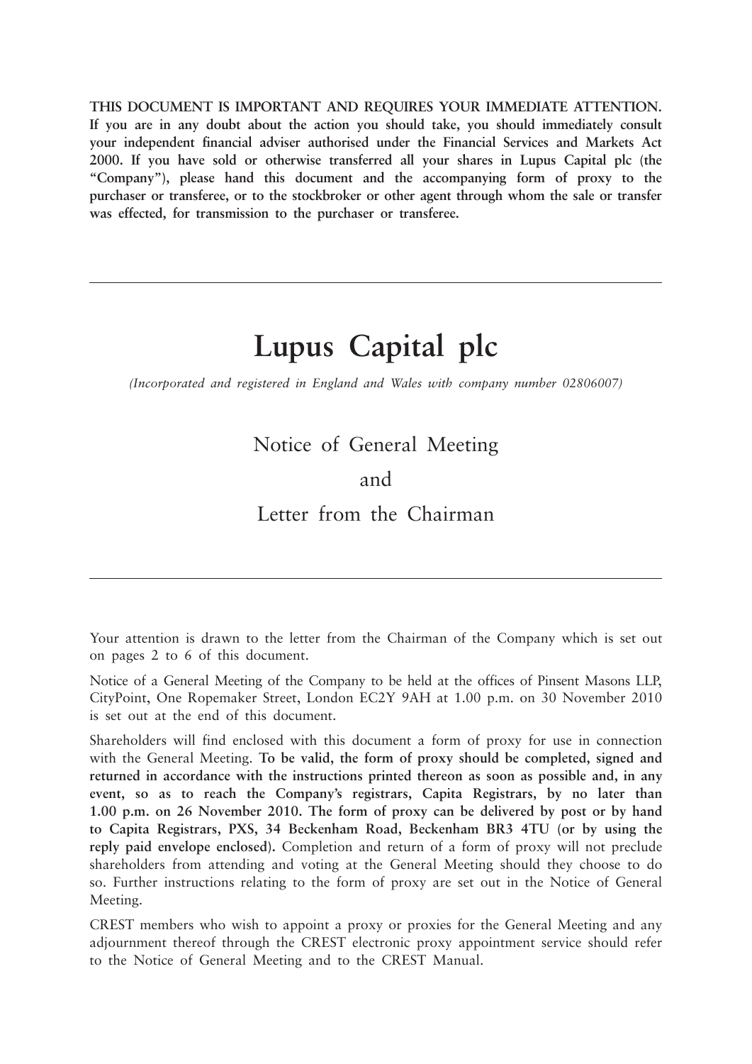**THIS DOCUMENT IS IMPORTANT AND REQUIRES YOUR IMMEDIATE ATTENTION. If you are in any doubt about the action you should take, you should immediately consult your independent financial adviser authorised under the Financial Services and Markets Act 2000. If you have sold or otherwise transferred all your shares in Lupus Capital plc (the "Company"), please hand this document and the accompanying form of proxy to the purchaser or transferee, or to the stockbroker or other agent through whom the sale or transfer was effected, for transmission to the purchaser or transferee.**

---

# Lupus Capital plc

*(Incorporated and registered in England and Wales with company number 02806007)*

## Notice of General Meeting

## and

## Letter from the Chairman

---

Your attention is drawn to the letter from the Chairman of the Company which is set out on pages 2 to 6 of this document.

Notice of a General Meeting of the Company to be held at the offices of Pinsent Masons LLP, CityPoint, One Ropemaker Street, London EC2Y 9AH at 1.00 p.m. on 30 November 2010 is set out at the end of this document.

Shareholders will find enclosed with this document a form of proxy for use in connection with the General Meeting. **To be valid, the form of proxy should be completed, signed and returned in accordance with the instructions printed thereon as soon as possible and, in any event, so as to reach the Company's registrars, Capita Registrars, by no later than 1.00 p.m. on 26 November 2010. The form of proxy can be delivered by post or by hand to Capita Registrars, PXS, 34 Beckenham Road, Beckenham BR3 4TU (or by using the reply paid envelope enclosed).** Completion and return of a form of proxy will not preclude shareholders from attending and voting at the General Meeting should they choose to do so. Further instructions relating to the form of proxy are set out in the Notice of General Meeting.

CREST members who wish to appoint a proxy or proxies for the General Meeting and any adjournment thereof through the CREST electronic proxy appointment service should refer to the Notice of General Meeting and to the CREST Manual.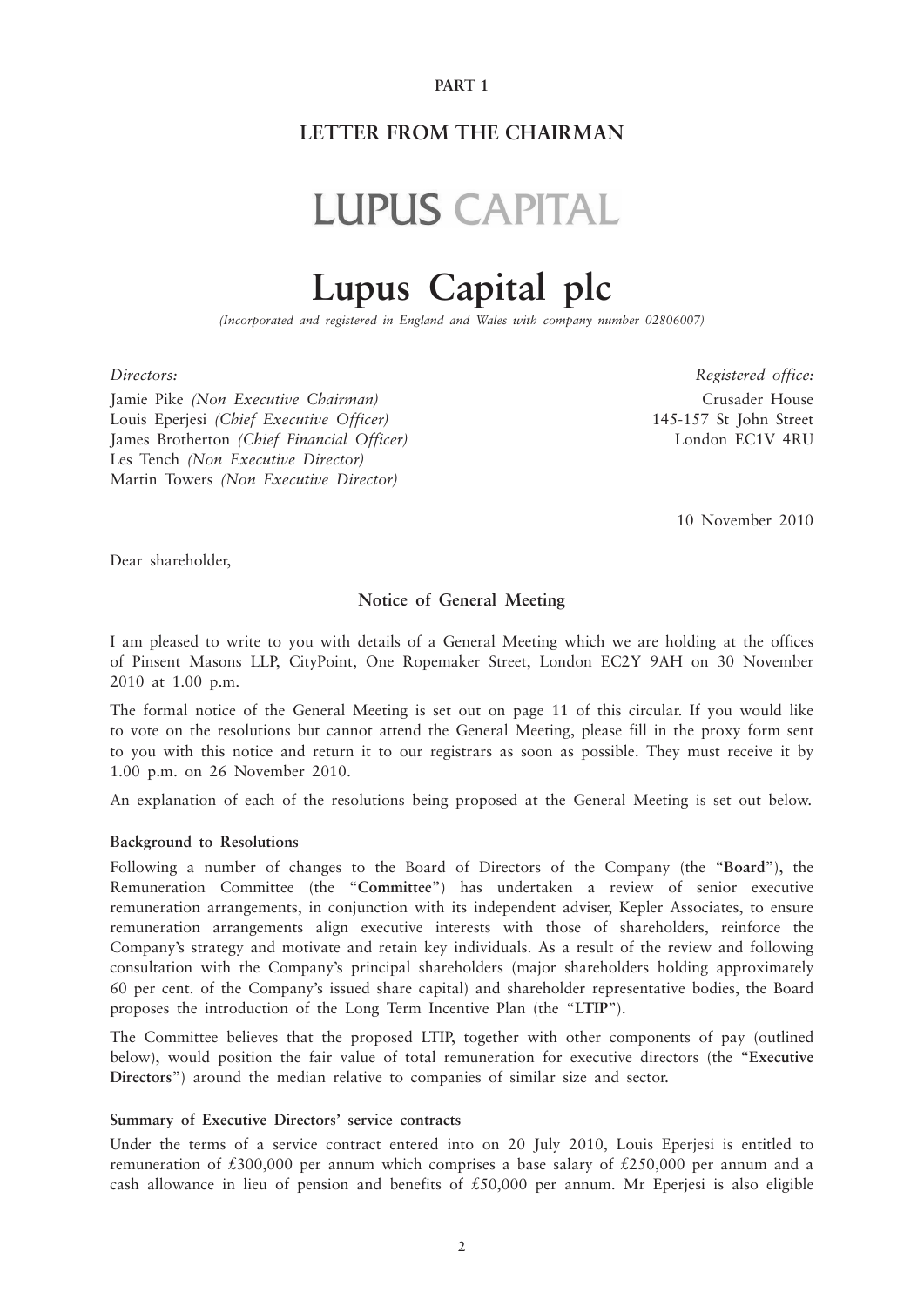**PART 1**

## LETTER FROM THE CHAIRMAN

LUPUS CAPITAL

# Lupus Capital plc

*(Incorporated and registered in England and Wales with company number 02806007)*

*Directors:*
Jamie Pike *(Non Executive Chairman)*
Louis Eperjesi *(Chief Executive Officer)*
James Brotherton *(Chief Financial Officer)*
Les Tench *(Non Executive Director)*
Martin Towers *(Non Executive Director)*

*Registered office:*
Crusader House
145-157 St John Street
London EC1V 4RU

10 November 2010

Dear shareholder,

### Notice of General Meeting

I am pleased to write to you with details of a General Meeting which we are holding at the offices of Pinsent Masons LLP, CityPoint, One Ropemaker Street, London EC2Y 9AH on 30 November 2010 at 1.00 p.m.

The formal notice of the General Meeting is set out on page 11 of this circular. If you would like to vote on the resolutions but cannot attend the General Meeting, please fill in the proxy form sent to you with this notice and return it to our registrars as soon as possible. They must receive it by 1.00 p.m. on 26 November 2010.

An explanation of each of the resolutions being proposed at the General Meeting is set out below.

**Background to Resolutions**

Following a number of changes to the Board of Directors of the Company (the "**Board**"), the Remuneration Committee (the "**Committee**") has undertaken a review of senior executive remuneration arrangements, in conjunction with its independent adviser, Kepler Associates, to ensure remuneration arrangements align executive interests with those of shareholders, reinforce the Company's strategy and motivate and retain key individuals. As a result of the review and following consultation with the Company's principal shareholders (major shareholders holding approximately 60 per cent. of the Company's issued share capital) and shareholder representative bodies, the Board proposes the introduction of the Long Term Incentive Plan (the "**LTIP**").

The Committee believes that the proposed LTIP, together with other components of pay (outlined below), would position the fair value of total remuneration for executive directors (the "**Executive Directors**") around the median relative to companies of similar size and sector.

**Summary of Executive Directors' service contracts**

Under the terms of a service contract entered into on 20 July 2010, Louis Eperjesi is entitled to remuneration of £300,000 per annum which comprises a base salary of £250,000 per annum and a cash allowance in lieu of pension and benefits of £50,000 per annum. Mr Eperjesi is also eligible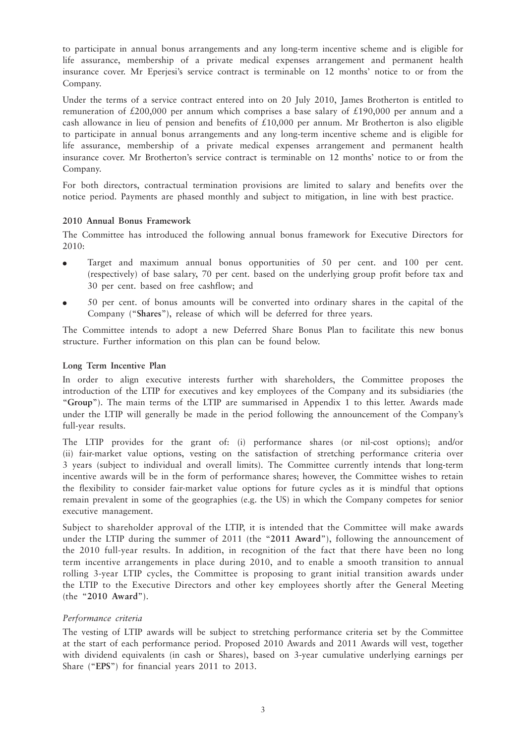to participate in annual bonus arrangements and any long-term incentive scheme and is eligible for life assurance, membership of a private medical expenses arrangement and permanent health insurance cover. Mr Eperjesi's service contract is terminable on 12 months' notice to or from the Company.

Under the terms of a service contract entered into on 20 July 2010, James Brotherton is entitled to remuneration of £200,000 per annum which comprises a base salary of £190,000 per annum and a cash allowance in lieu of pension and benefits of £10,000 per annum. Mr Brotherton is also eligible to participate in annual bonus arrangements and any long-term incentive scheme and is eligible for life assurance, membership of a private medical expenses arrangement and permanent health insurance cover. Mr Brotherton's service contract is terminable on 12 months' notice to or from the Company.

For both directors, contractual termination provisions are limited to salary and benefits over the notice period. Payments are phased monthly and subject to mitigation, in line with best practice.

**2010 Annual Bonus Framework**

The Committee has introduced the following annual bonus framework for Executive Directors for 2010:

- Target and maximum annual bonus opportunities of 50 per cent. and 100 per cent. (respectively) of base salary, 70 per cent. based on the underlying group profit before tax and 30 per cent. based on free cashflow; and
- 50 per cent. of bonus amounts will be converted into ordinary shares in the capital of the Company ("**Shares**"), release of which will be deferred for three years.

The Committee intends to adopt a new Deferred Share Bonus Plan to facilitate this new bonus structure. Further information on this plan can be found below.

**Long Term Incentive Plan**

In order to align executive interests further with shareholders, the Committee proposes the introduction of the LTIP for executives and key employees of the Company and its subsidiaries (the "**Group**"). The main terms of the LTIP are summarised in Appendix 1 to this letter. Awards made under the LTIP will generally be made in the period following the announcement of the Company's full-year results.

The LTIP provides for the grant of: (i) performance shares (or nil-cost options); and/or (ii) fair-market value options, vesting on the satisfaction of stretching performance criteria over 3 years (subject to individual and overall limits). The Committee currently intends that long-term incentive awards will be in the form of performance shares; however, the Committee wishes to retain the flexibility to consider fair-market value options for future cycles as it is mindful that options remain prevalent in some of the geographies (e.g. the US) in which the Company competes for senior executive management.

Subject to shareholder approval of the LTIP, it is intended that the Committee will make awards under the LTIP during the summer of 2011 (the "**2011 Award**"), following the announcement of the 2010 full-year results. In addition, in recognition of the fact that there have been no long term incentive arrangements in place during 2010, and to enable a smooth transition to annual rolling 3-year LTIP cycles, the Committee is proposing to grant initial transition awards under the LTIP to the Executive Directors and other key employees shortly after the General Meeting (the "**2010 Award**").

*Performance criteria*

The vesting of LTIP awards will be subject to stretching performance criteria set by the Committee at the start of each performance period. Proposed 2010 Awards and 2011 Awards will vest, together with dividend equivalents (in cash or Shares), based on 3-year cumulative underlying earnings per Share ("**EPS**") for financial years 2011 to 2013.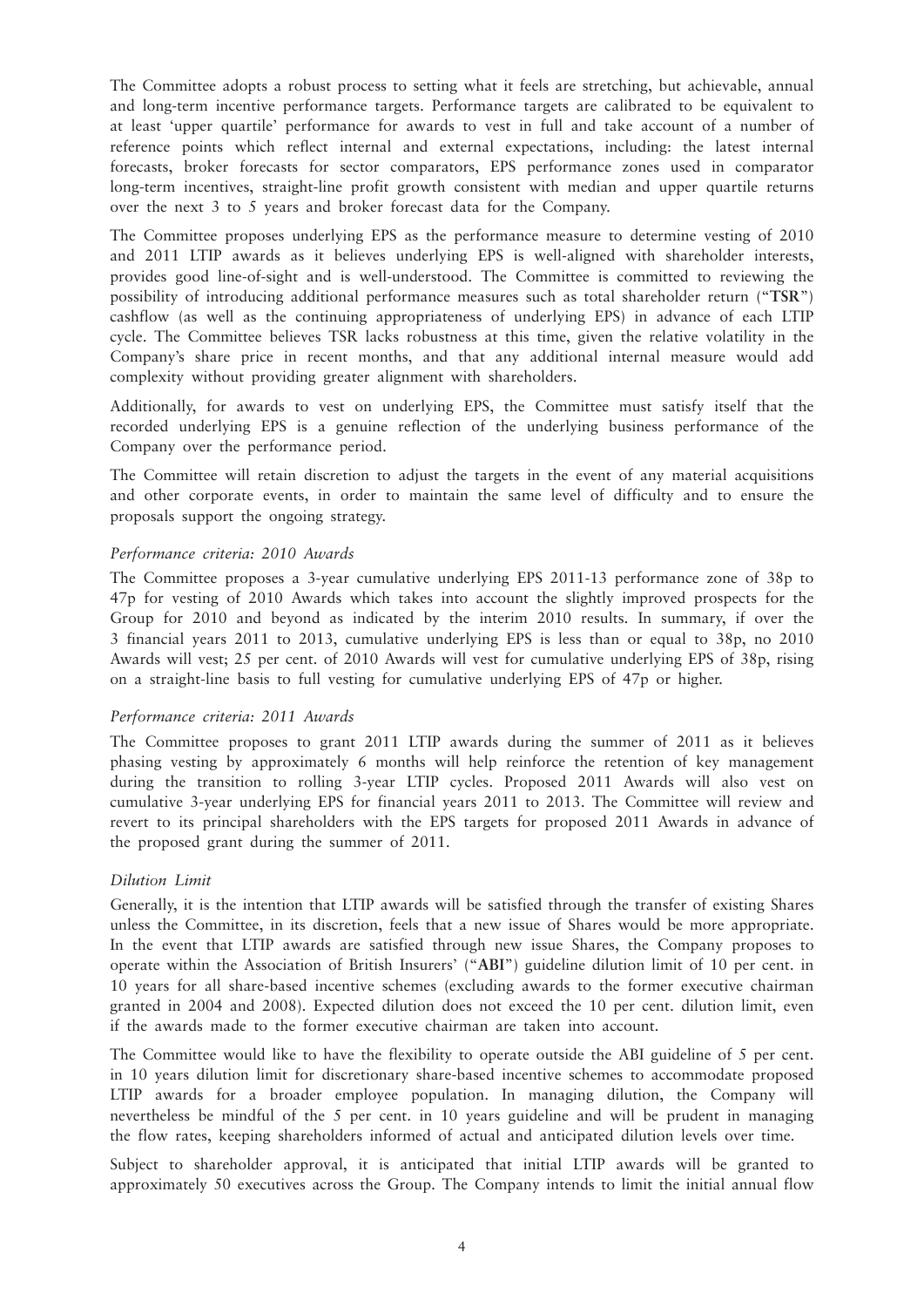The Committee adopts a robust process to setting what it feels are stretching, but achievable, annual and long-term incentive performance targets. Performance targets are calibrated to be equivalent to at least 'upper quartile' performance for awards to vest in full and take account of a number of reference points which reflect internal and external expectations, including: the latest internal forecasts, broker forecasts for sector comparators, EPS performance zones used in comparator long-term incentives, straight-line profit growth consistent with median and upper quartile returns over the next 3 to 5 years and broker forecast data for the Company.

The Committee proposes underlying EPS as the performance measure to determine vesting of 2010 and 2011 LTIP awards as it believes underlying EPS is well-aligned with shareholder interests, provides good line-of-sight and is well-understood. The Committee is committed to reviewing the possibility of introducing additional performance measures such as total shareholder return ("**TSR**") cashflow (as well as the continuing appropriateness of underlying EPS) in advance of each LTIP cycle. The Committee believes TSR lacks robustness at this time, given the relative volatility in the Company's share price in recent months, and that any additional internal measure would add complexity without providing greater alignment with shareholders.

Additionally, for awards to vest on underlying EPS, the Committee must satisfy itself that the recorded underlying EPS is a genuine reflection of the underlying business performance of the Company over the performance period.

The Committee will retain discretion to adjust the targets in the event of any material acquisitions and other corporate events, in order to maintain the same level of difficulty and to ensure the proposals support the ongoing strategy.

*Performance criteria: 2010 Awards*

The Committee proposes a 3-year cumulative underlying EPS 2011-13 performance zone of 38p to 47p for vesting of 2010 Awards which takes into account the slightly improved prospects for the Group for 2010 and beyond as indicated by the interim 2010 results. In summary, if over the 3 financial years 2011 to 2013, cumulative underlying EPS is less than or equal to 38p, no 2010 Awards will vest; 25 per cent. of 2010 Awards will vest for cumulative underlying EPS of 38p, rising on a straight-line basis to full vesting for cumulative underlying EPS of 47p or higher.

*Performance criteria: 2011 Awards*

The Committee proposes to grant 2011 LTIP awards during the summer of 2011 as it believes phasing vesting by approximately 6 months will help reinforce the retention of key management during the transition to rolling 3-year LTIP cycles. Proposed 2011 Awards will also vest on cumulative 3-year underlying EPS for financial years 2011 to 2013. The Committee will review and revert to its principal shareholders with the EPS targets for proposed 2011 Awards in advance of the proposed grant during the summer of 2011.

*Dilution Limit*

Generally, it is the intention that LTIP awards will be satisfied through the transfer of existing Shares unless the Committee, in its discretion, feels that a new issue of Shares would be more appropriate. In the event that LTIP awards are satisfied through new issue Shares, the Company proposes to operate within the Association of British Insurers' ("**ABI**") guideline dilution limit of 10 per cent. in 10 years for all share-based incentive schemes (excluding awards to the former executive chairman granted in 2004 and 2008). Expected dilution does not exceed the 10 per cent. dilution limit, even if the awards made to the former executive chairman are taken into account.

The Committee would like to have the flexibility to operate outside the ABI guideline of 5 per cent. in 10 years dilution limit for discretionary share-based incentive schemes to accommodate proposed LTIP awards for a broader employee population. In managing dilution, the Company will nevertheless be mindful of the 5 per cent. in 10 years guideline and will be prudent in managing the flow rates, keeping shareholders informed of actual and anticipated dilution levels over time.

Subject to shareholder approval, it is anticipated that initial LTIP awards will be granted to approximately 50 executives across the Group. The Company intends to limit the initial annual flow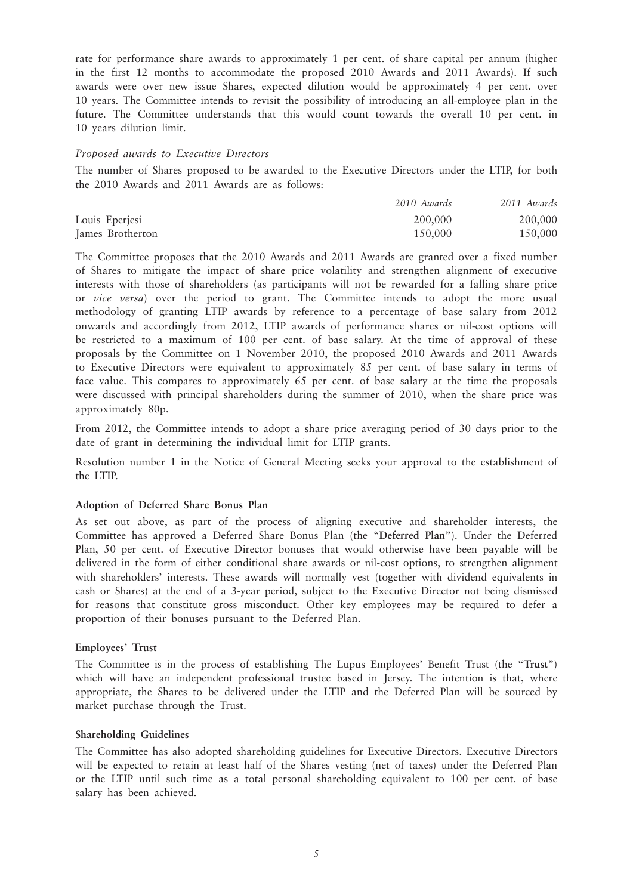rate for performance share awards to approximately 1 per cent. of share capital per annum (higher in the first 12 months to accommodate the proposed 2010 Awards and 2011 Awards). If such awards were over new issue Shares, expected dilution would be approximately 4 per cent. over 10 years. The Committee intends to revisit the possibility of introducing an all-employee plan in the future. The Committee understands that this would count towards the overall 10 per cent. in 10 years dilution limit.

*Proposed awards to Executive Directors*

The number of Shares proposed to be awarded to the Executive Directors under the LTIP, for both the 2010 Awards and 2011 Awards are as follows:

| | *2010 Awards* | *2011 Awards* |
|---|---|---|
| Louis Eperjesi | 200,000 | 200,000 |
| James Brotherton | 150,000 | 150,000 |

The Committee proposes that the 2010 Awards and 2011 Awards are granted over a fixed number of Shares to mitigate the impact of share price volatility and strengthen alignment of executive interests with those of shareholders (as participants will not be rewarded for a falling share price or *vice versa*) over the period to grant. The Committee intends to adopt the more usual methodology of granting LTIP awards by reference to a percentage of base salary from 2012 onwards and accordingly from 2012, LTIP awards of performance shares or nil-cost options will be restricted to a maximum of 100 per cent. of base salary. At the time of approval of these proposals by the Committee on 1 November 2010, the proposed 2010 Awards and 2011 Awards to Executive Directors were equivalent to approximately 85 per cent. of base salary in terms of face value. This compares to approximately 65 per cent. of base salary at the time the proposals were discussed with principal shareholders during the summer of 2010, when the share price was approximately 80p.

From 2012, the Committee intends to adopt a share price averaging period of 30 days prior to the date of grant in determining the individual limit for LTIP grants.

Resolution number 1 in the Notice of General Meeting seeks your approval to the establishment of the LTIP.

**Adoption of Deferred Share Bonus Plan**

As set out above, as part of the process of aligning executive and shareholder interests, the Committee has approved a Deferred Share Bonus Plan (the "**Deferred Plan**"). Under the Deferred Plan, 50 per cent. of Executive Director bonuses that would otherwise have been payable will be delivered in the form of either conditional share awards or nil-cost options, to strengthen alignment with shareholders' interests. These awards will normally vest (together with dividend equivalents in cash or Shares) at the end of a 3-year period, subject to the Executive Director not being dismissed for reasons that constitute gross misconduct. Other key employees may be required to defer a proportion of their bonuses pursuant to the Deferred Plan.

**Employees' Trust**

The Committee is in the process of establishing The Lupus Employees' Benefit Trust (the "**Trust**") which will have an independent professional trustee based in Jersey. The intention is that, where appropriate, the Shares to be delivered under the LTIP and the Deferred Plan will be sourced by market purchase through the Trust.

**Shareholding Guidelines**

The Committee has also adopted shareholding guidelines for Executive Directors. Executive Directors will be expected to retain at least half of the Shares vesting (net of taxes) under the Deferred Plan or the LTIP until such time as a total personal shareholding equivalent to 100 per cent. of base salary has been achieved.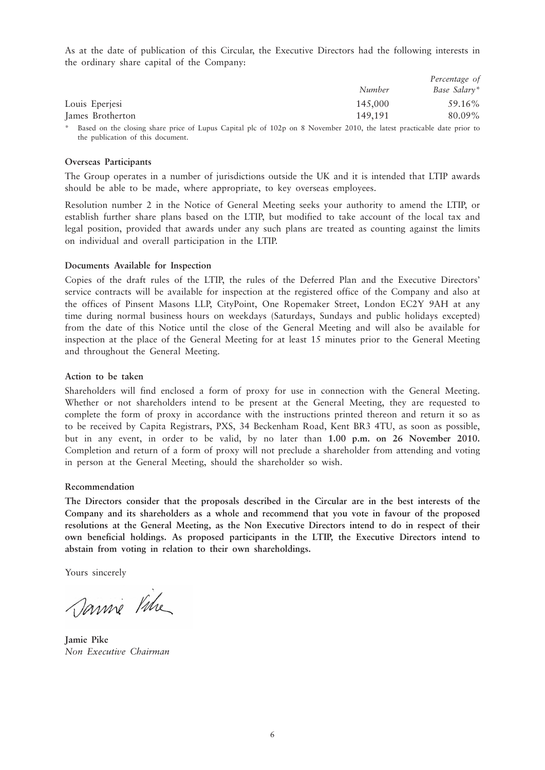As at the date of publication of this Circular, the Executive Directors had the following interests in the ordinary share capital of the Company:

| | *Number* | *Percentage of Base Salary** |
|---|---|---|
| Louis Eperjesi | 145,000 | 59.16% |
| James Brotherton | 149,191 | 80.09% |

\* Based on the closing share price of Lupus Capital plc of 102p on 8 November 2010, the latest practicable date prior to the publication of this document.

**Overseas Participants**

The Group operates in a number of jurisdictions outside the UK and it is intended that LTIP awards should be able to be made, where appropriate, to key overseas employees.

Resolution number 2 in the Notice of General Meeting seeks your authority to amend the LTIP, or establish further share plans based on the LTIP, but modified to take account of the local tax and legal position, provided that awards under any such plans are treated as counting against the limits on individual and overall participation in the LTIP.

**Documents Available for Inspection**

Copies of the draft rules of the LTIP, the rules of the Deferred Plan and the Executive Directors' service contracts will be available for inspection at the registered office of the Company and also at the offices of Pinsent Masons LLP, CityPoint, One Ropemaker Street, London EC2Y 9AH at any time during normal business hours on weekdays (Saturdays, Sundays and public holidays excepted) from the date of this Notice until the close of the General Meeting and will also be available for inspection at the place of the General Meeting for at least 15 minutes prior to the General Meeting and throughout the General Meeting.

**Action to be taken**

Shareholders will find enclosed a form of proxy for use in connection with the General Meeting. Whether or not shareholders intend to be present at the General Meeting, they are requested to complete the form of proxy in accordance with the instructions printed thereon and return it so as to be received by Capita Registrars, PXS, 34 Beckenham Road, Kent BR3 4TU, as soon as possible, but in any event, in order to be valid, by no later than **1.00 p.m. on 26 November 2010.** Completion and return of a form of proxy will not preclude a shareholder from attending and voting in person at the General Meeting, should the shareholder so wish.

**Recommendation**

**The Directors consider that the proposals described in the Circular are in the best interests of the Company and its shareholders as a whole and recommend that you vote in favour of the proposed resolutions at the General Meeting, as the Non Executive Directors intend to do in respect of their own beneficial holdings. As proposed participants in the LTIP, the Executive Directors intend to abstain from voting in relation to their own shareholdings.**

Yours sincerely

**Jamie Pike**
*Non Executive Chairman*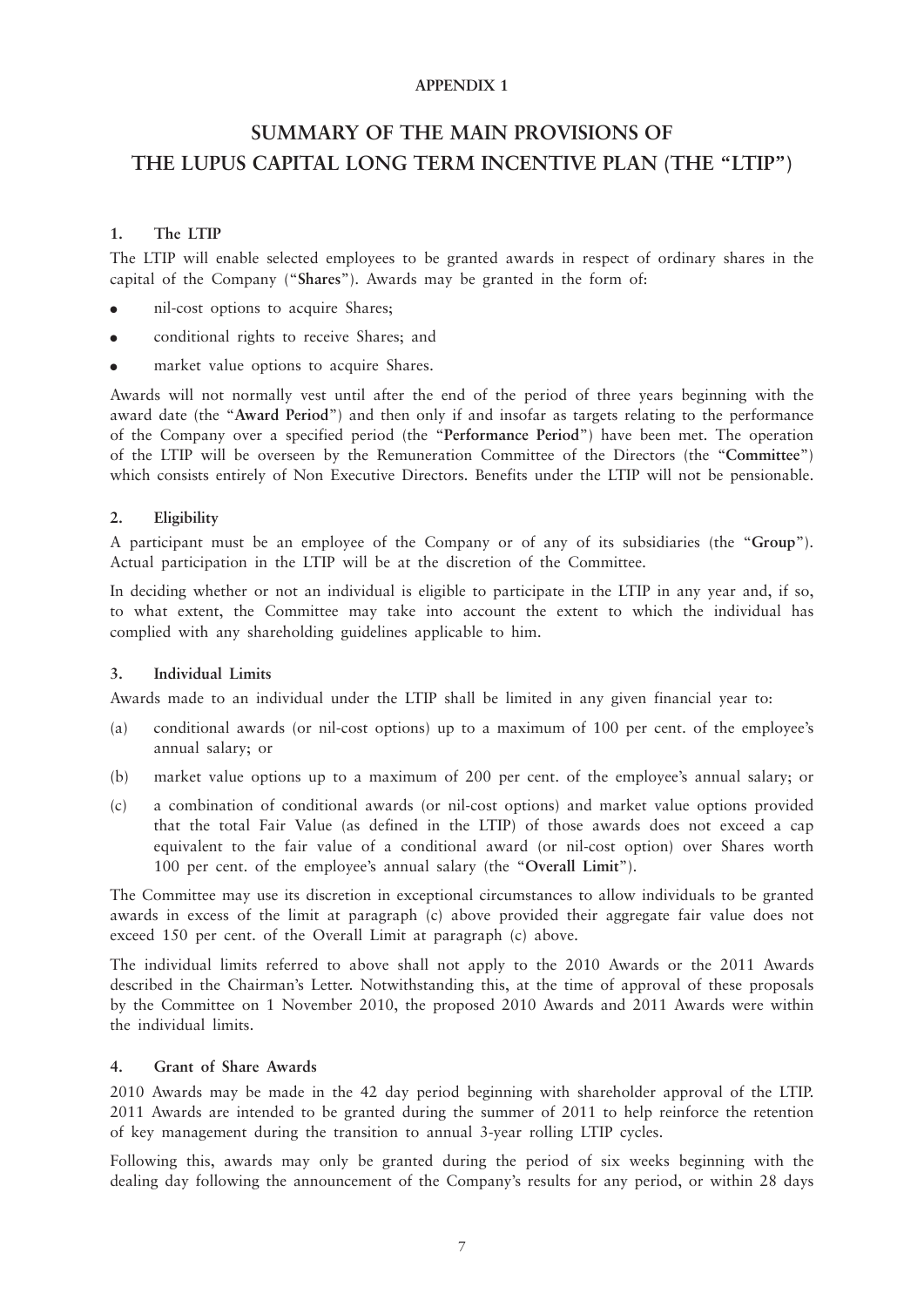**APPENDIX 1**

# SUMMARY OF THE MAIN PROVISIONS OF THE LUPUS CAPITAL LONG TERM INCENTIVE PLAN (THE "LTIP")

### 1. The LTIP

The LTIP will enable selected employees to be granted awards in respect of ordinary shares in the capital of the Company ("**Shares**"). Awards may be granted in the form of:

- nil-cost options to acquire Shares;
- conditional rights to receive Shares; and
- market value options to acquire Shares.

Awards will not normally vest until after the end of the period of three years beginning with the award date (the "**Award Period**") and then only if and insofar as targets relating to the performance of the Company over a specified period (the "**Performance Period**") have been met. The operation of the LTIP will be overseen by the Remuneration Committee of the Directors (the "**Committee**") which consists entirely of Non Executive Directors. Benefits under the LTIP will not be pensionable.

### 2. Eligibility

A participant must be an employee of the Company or of any of its subsidiaries (the "**Group**"). Actual participation in the LTIP will be at the discretion of the Committee.

In deciding whether or not an individual is eligible to participate in the LTIP in any year and, if so, to what extent, the Committee may take into account the extent to which the individual has complied with any shareholding guidelines applicable to him.

### 3. Individual Limits

Awards made to an individual under the LTIP shall be limited in any given financial year to:

(a) conditional awards (or nil-cost options) up to a maximum of 100 per cent. of the employee's annual salary; or

(b) market value options up to a maximum of 200 per cent. of the employee's annual salary; or

(c) a combination of conditional awards (or nil-cost options) and market value options provided that the total Fair Value (as defined in the LTIP) of those awards does not exceed a cap equivalent to the fair value of a conditional award (or nil-cost option) over Shares worth 100 per cent. of the employee's annual salary (the "**Overall Limit**").

The Committee may use its discretion in exceptional circumstances to allow individuals to be granted awards in excess of the limit at paragraph (c) above provided their aggregate fair value does not exceed 150 per cent. of the Overall Limit at paragraph (c) above.

The individual limits referred to above shall not apply to the 2010 Awards or the 2011 Awards described in the Chairman's Letter. Notwithstanding this, at the time of approval of these proposals by the Committee on 1 November 2010, the proposed 2010 Awards and 2011 Awards were within the individual limits.

### 4. Grant of Share Awards

2010 Awards may be made in the 42 day period beginning with shareholder approval of the LTIP. 2011 Awards are intended to be granted during the summer of 2011 to help reinforce the retention of key management during the transition to annual 3-year rolling LTIP cycles.

Following this, awards may only be granted during the period of six weeks beginning with the dealing day following the announcement of the Company's results for any period, or within 28 days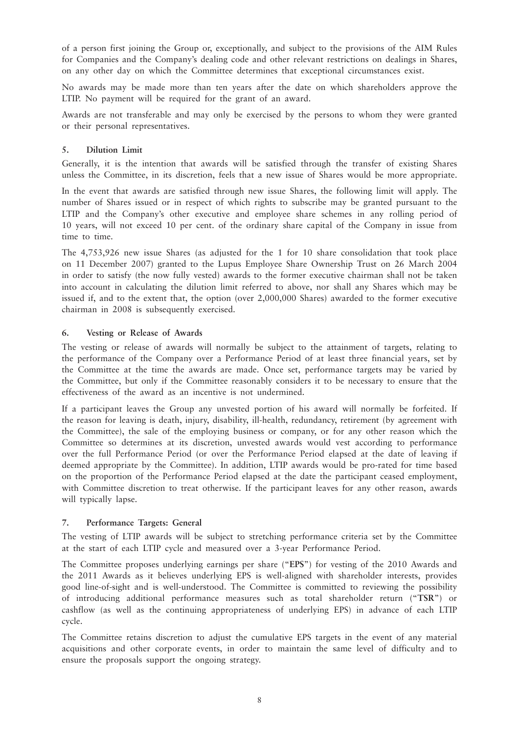of a person first joining the Group or, exceptionally, and subject to the provisions of the AIM Rules for Companies and the Company's dealing code and other relevant restrictions on dealings in Shares, on any other day on which the Committee determines that exceptional circumstances exist.

No awards may be made more than ten years after the date on which shareholders approve the LTIP. No payment will be required for the grant of an award.

Awards are not transferable and may only be exercised by the persons to whom they were granted or their personal representatives.

### 5. Dilution Limit

Generally, it is the intention that awards will be satisfied through the transfer of existing Shares unless the Committee, in its discretion, feels that a new issue of Shares would be more appropriate.

In the event that awards are satisfied through new issue Shares, the following limit will apply. The number of Shares issued or in respect of which rights to subscribe may be granted pursuant to the LTIP and the Company's other executive and employee share schemes in any rolling period of 10 years, will not exceed 10 per cent. of the ordinary share capital of the Company in issue from time to time.

The 4,753,926 new issue Shares (as adjusted for the 1 for 10 share consolidation that took place on 11 December 2007) granted to the Lupus Employee Share Ownership Trust on 26 March 2004 in order to satisfy (the now fully vested) awards to the former executive chairman shall not be taken into account in calculating the dilution limit referred to above, nor shall any Shares which may be issued if, and to the extent that, the option (over 2,000,000 Shares) awarded to the former executive chairman in 2008 is subsequently exercised.

### 6. Vesting or Release of Awards

The vesting or release of awards will normally be subject to the attainment of targets, relating to the performance of the Company over a Performance Period of at least three financial years, set by the Committee at the time the awards are made. Once set, performance targets may be varied by the Committee, but only if the Committee reasonably considers it to be necessary to ensure that the effectiveness of the award as an incentive is not undermined.

If a participant leaves the Group any unvested portion of his award will normally be forfeited. If the reason for leaving is death, injury, disability, ill-health, redundancy, retirement (by agreement with the Committee), the sale of the employing business or company, or for any other reason which the Committee so determines at its discretion, unvested awards would vest according to performance over the full Performance Period (or over the Performance Period elapsed at the date of leaving if deemed appropriate by the Committee). In addition, LTIP awards would be pro-rated for time based on the proportion of the Performance Period elapsed at the date the participant ceased employment, with Committee discretion to treat otherwise. If the participant leaves for any other reason, awards will typically lapse.

### 7. Performance Targets: General

The vesting of LTIP awards will be subject to stretching performance criteria set by the Committee at the start of each LTIP cycle and measured over a 3-year Performance Period.

The Committee proposes underlying earnings per share ("**EPS**") for vesting of the 2010 Awards and the 2011 Awards as it believes underlying EPS is well-aligned with shareholder interests, provides good line-of-sight and is well-understood. The Committee is committed to reviewing the possibility of introducing additional performance measures such as total shareholder return ("**TSR**") or cashflow (as well as the continuing appropriateness of underlying EPS) in advance of each LTIP cycle.

The Committee retains discretion to adjust the cumulative EPS targets in the event of any material acquisitions and other corporate events, in order to maintain the same level of difficulty and to ensure the proposals support the ongoing strategy.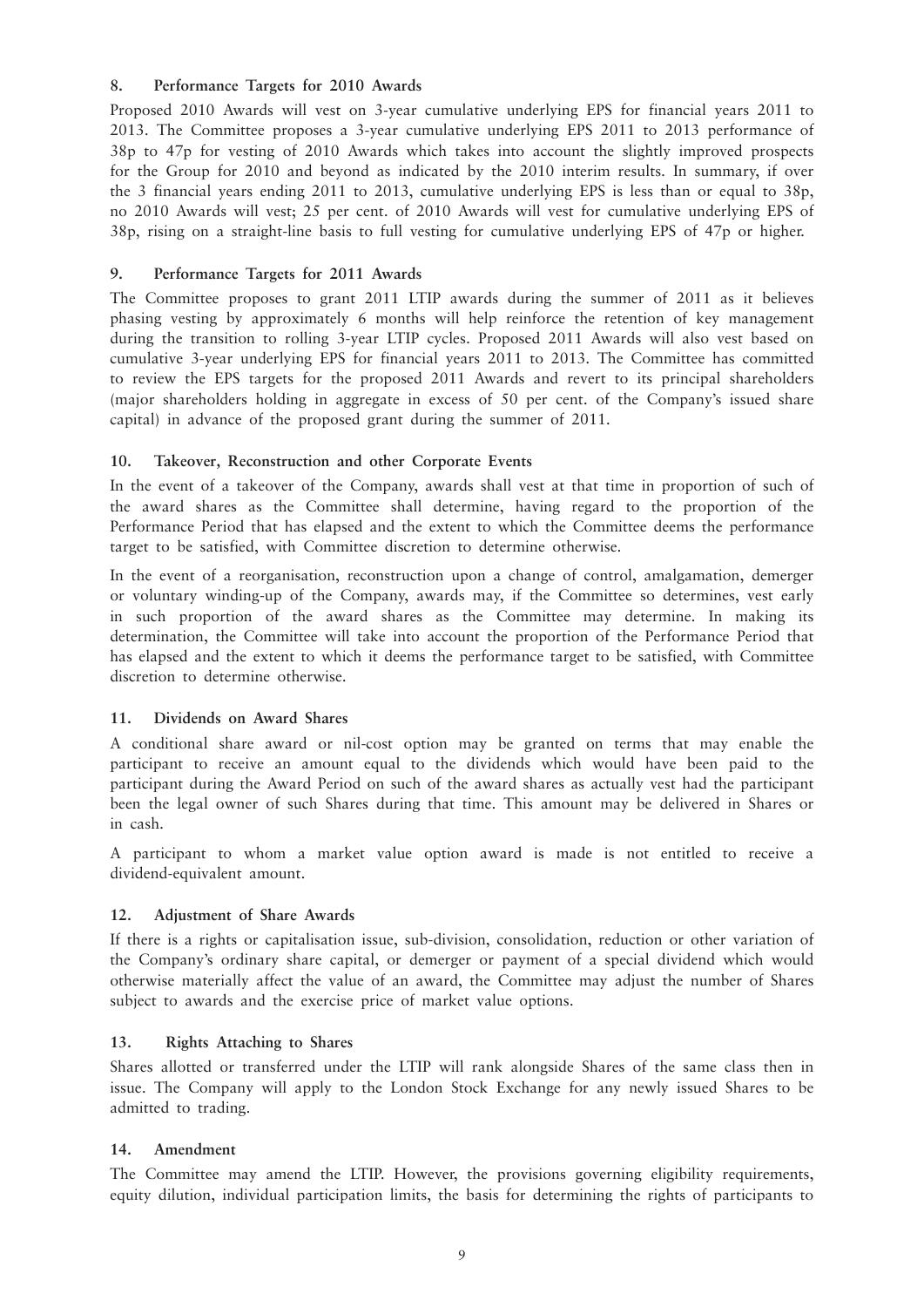### 8. Performance Targets for 2010 Awards

Proposed 2010 Awards will vest on 3-year cumulative underlying EPS for financial years 2011 to 2013. The Committee proposes a 3-year cumulative underlying EPS 2011 to 2013 performance of 38p to 47p for vesting of 2010 Awards which takes into account the slightly improved prospects for the Group for 2010 and beyond as indicated by the 2010 interim results. In summary, if over the 3 financial years ending 2011 to 2013, cumulative underlying EPS is less than or equal to 38p, no 2010 Awards will vest; 25 per cent. of 2010 Awards will vest for cumulative underlying EPS of 38p, rising on a straight-line basis to full vesting for cumulative underlying EPS of 47p or higher.

### 9. Performance Targets for 2011 Awards

The Committee proposes to grant 2011 LTIP awards during the summer of 2011 as it believes phasing vesting by approximately 6 months will help reinforce the retention of key management during the transition to rolling 3-year LTIP cycles. Proposed 2011 Awards will also vest based on cumulative 3-year underlying EPS for financial years 2011 to 2013. The Committee has committed to review the EPS targets for the proposed 2011 Awards and revert to its principal shareholders (major shareholders holding in aggregate in excess of 50 per cent. of the Company's issued share capital) in advance of the proposed grant during the summer of 2011.

### 10. Takeover, Reconstruction and other Corporate Events

In the event of a takeover of the Company, awards shall vest at that time in proportion of such of the award shares as the Committee shall determine, having regard to the proportion of the Performance Period that has elapsed and the extent to which the Committee deems the performance target to be satisfied, with Committee discretion to determine otherwise.

In the event of a reorganisation, reconstruction upon a change of control, amalgamation, demerger or voluntary winding-up of the Company, awards may, if the Committee so determines, vest early in such proportion of the award shares as the Committee may determine. In making its determination, the Committee will take into account the proportion of the Performance Period that has elapsed and the extent to which it deems the performance target to be satisfied, with Committee discretion to determine otherwise.

### 11. Dividends on Award Shares

A conditional share award or nil-cost option may be granted on terms that may enable the participant to receive an amount equal to the dividends which would have been paid to the participant during the Award Period on such of the award shares as actually vest had the participant been the legal owner of such Shares during that time. This amount may be delivered in Shares or in cash.

A participant to whom a market value option award is made is not entitled to receive a dividend-equivalent amount.

### 12. Adjustment of Share Awards

If there is a rights or capitalisation issue, sub-division, consolidation, reduction or other variation of the Company's ordinary share capital, or demerger or payment of a special dividend which would otherwise materially affect the value of an award, the Committee may adjust the number of Shares subject to awards and the exercise price of market value options.

### 13. Rights Attaching to Shares

Shares allotted or transferred under the LTIP will rank alongside Shares of the same class then in issue. The Company will apply to the London Stock Exchange for any newly issued Shares to be admitted to trading.

### 14. Amendment

The Committee may amend the LTIP. However, the provisions governing eligibility requirements, equity dilution, individual participation limits, the basis for determining the rights of participants to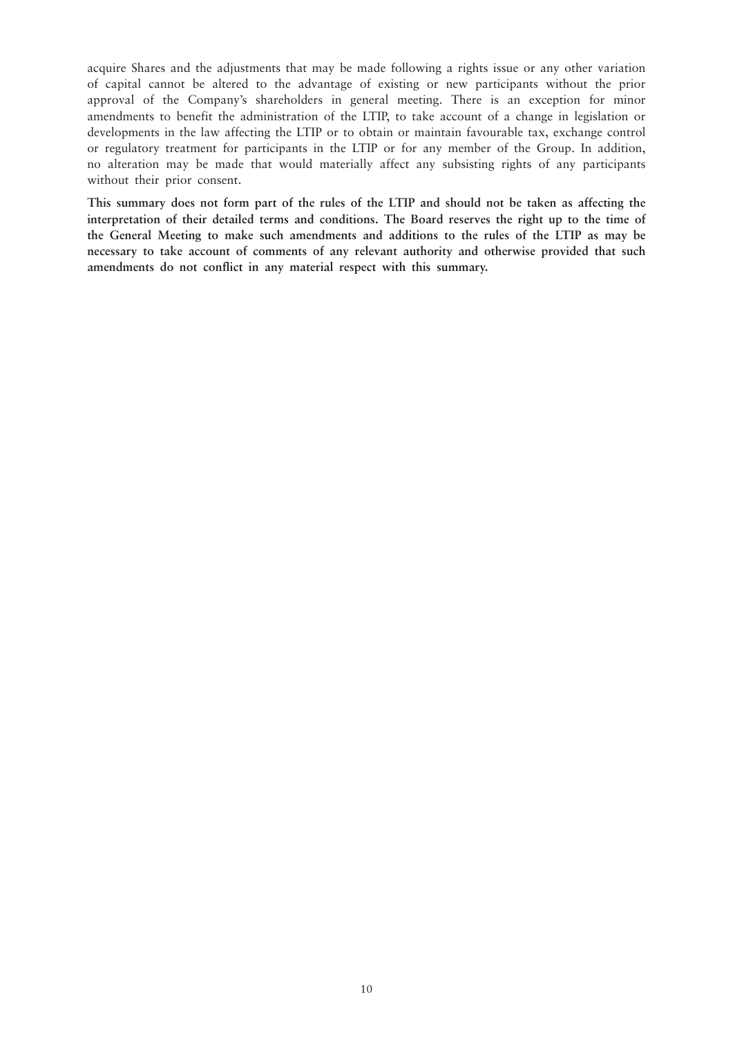acquire Shares and the adjustments that may be made following a rights issue or any other variation of capital cannot be altered to the advantage of existing or new participants without the prior approval of the Company's shareholders in general meeting. There is an exception for minor amendments to benefit the administration of the LTIP, to take account of a change in legislation or developments in the law affecting the LTIP or to obtain or maintain favourable tax, exchange control or regulatory treatment for participants in the LTIP or for any member of the Group. In addition, no alteration may be made that would materially affect any subsisting rights of any participants without their prior consent.

**This summary does not form part of the rules of the LTIP and should not be taken as affecting the interpretation of their detailed terms and conditions. The Board reserves the right up to the time of the General Meeting to make such amendments and additions to the rules of the LTIP as may be necessary to take account of comments of any relevant authority and otherwise provided that such amendments do not conflict in any material respect with this summary.**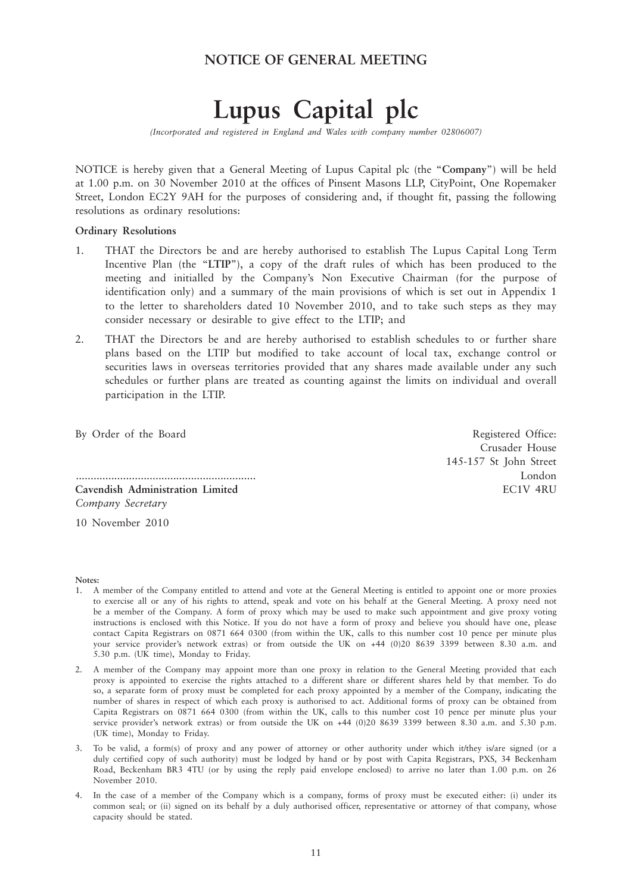## NOTICE OF GENERAL MEETING

# Lupus Capital plc

*(Incorporated and registered in England and Wales with company number 02806007)*

NOTICE is hereby given that a General Meeting of Lupus Capital plc (the "**Company**") will be held at 1.00 p.m. on 30 November 2010 at the offices of Pinsent Masons LLP, CityPoint, One Ropemaker Street, London EC2Y 9AH for the purposes of considering and, if thought fit, passing the following resolutions as ordinary resolutions:

**Ordinary Resolutions**

1. THAT the Directors be and are hereby authorised to establish The Lupus Capital Long Term Incentive Plan (the "**LTIP**"), a copy of the draft rules of which has been produced to the meeting and initialled by the Company's Non Executive Chairman (for the purpose of identification only) and a summary of the main provisions of which is set out in Appendix 1 to the letter to shareholders dated 10 November 2010, and to take such steps as they may consider necessary or desirable to give effect to the LTIP; and

2. THAT the Directors be and are hereby authorised to establish schedules to or further share plans based on the LTIP but modified to take account of local tax, exchange control or securities laws in overseas territories provided that any shares made available under any such schedules or further plans are treated as counting against the limits on individual and overall participation in the LTIP.

By Order of the Board

............................................................

**Cavendish Administration Limited**
*Company Secretary*

10 November 2010

Registered Office:
Crusader House
145-157 St John Street
London
EC1V 4RU

**Notes:**

1. A member of the Company entitled to attend and vote at the General Meeting is entitled to appoint one or more proxies to exercise all or any of his rights to attend, speak and vote on his behalf at the General Meeting. A proxy need not be a member of the Company. A form of proxy which may be used to make such appointment and give proxy voting instructions is enclosed with this Notice. If you do not have a form of proxy and believe you should have one, please contact Capita Registrars on 0871 664 0300 (from within the UK, calls to this number cost 10 pence per minute plus your service provider's network extras) or from outside the UK on +44 (0)20 8639 3399 between 8.30 a.m. and 5.30 p.m. (UK time), Monday to Friday.

2. A member of the Company may appoint more than one proxy in relation to the General Meeting provided that each proxy is appointed to exercise the rights attached to a different share or different shares held by that member. To do so, a separate form of proxy must be completed for each proxy appointed by a member of the Company, indicating the number of shares in respect of which each proxy is authorised to act. Additional forms of proxy can be obtained from Capita Registrars on 0871 664 0300 (from within the UK, calls to this number cost 10 pence per minute plus your service provider's network extras) or from outside the UK on +44 (0)20 8639 3399 between 8.30 a.m. and 5.30 p.m. (UK time), Monday to Friday.

3. To be valid, a form(s) of proxy and any power of attorney or other authority under which it/they is/are signed (or a duly certified copy of such authority) must be lodged by hand or by post with Capita Registrars, PXS, 34 Beckenham Road, Beckenham BR3 4TU (or by using the reply paid envelope enclosed) to arrive no later than 1.00 p.m. on 26 November 2010.

4. In the case of a member of the Company which is a company, forms of proxy must be executed either: (i) under its common seal; or (ii) signed on its behalf by a duly authorised officer, representative or attorney of that company, whose capacity should be stated.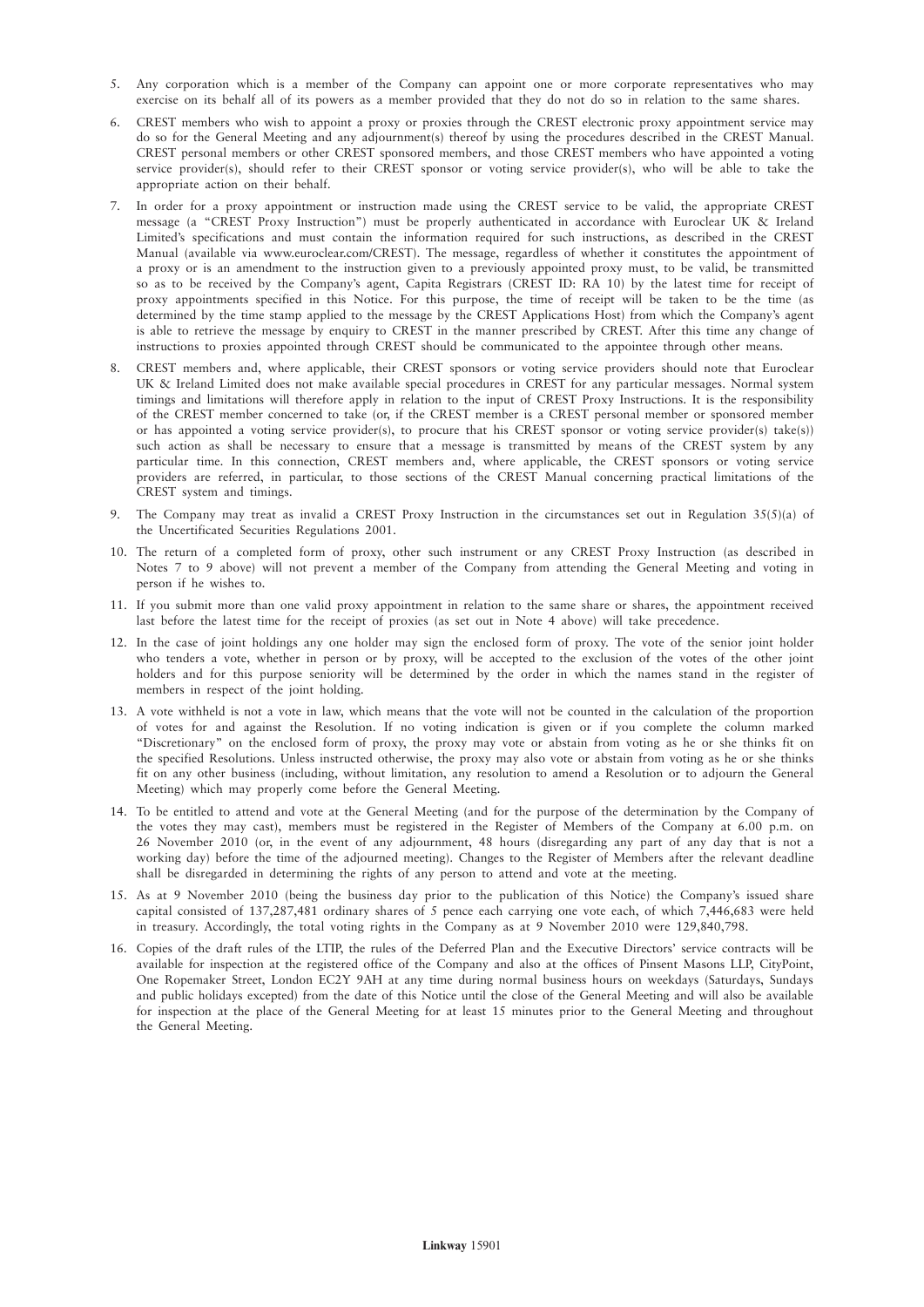5. Any corporation which is a member of the Company can appoint one or more corporate representatives who may exercise on its behalf all of its powers as a member provided that they do not do so in relation to the same shares.

6. CREST members who wish to appoint a proxy or proxies through the CREST electronic proxy appointment service may do so for the General Meeting and any adjournment(s) thereof by using the procedures described in the CREST Manual. CREST personal members or other CREST sponsored members, and those CREST members who have appointed a voting service provider(s), should refer to their CREST sponsor or voting service provider(s), who will be able to take the appropriate action on their behalf.

7. In order for a proxy appointment or instruction made using the CREST service to be valid, the appropriate CREST message (a "CREST Proxy Instruction") must be properly authenticated in accordance with Euroclear UK & Ireland Limited's specifications and must contain the information required for such instructions, as described in the CREST Manual (available via www.euroclear.com/CREST). The message, regardless of whether it constitutes the appointment of a proxy or is an amendment to the instruction given to a previously appointed proxy must, to be valid, be transmitted so as to be received by the Company's agent, Capita Registrars (CREST ID: RA 10) by the latest time for receipt of proxy appointments specified in this Notice. For this purpose, the time of receipt will be taken to be the time (as determined by the time stamp applied to the message by the CREST Applications Host) from which the Company's agent is able to retrieve the message by enquiry to CREST in the manner prescribed by CREST. After this time any change of instructions to proxies appointed through CREST should be communicated to the appointee through other means.

8. CREST members and, where applicable, their CREST sponsors or voting service providers should note that Euroclear UK & Ireland Limited does not make available special procedures in CREST for any particular messages. Normal system timings and limitations will therefore apply in relation to the input of CREST Proxy Instructions. It is the responsibility of the CREST member concerned to take (or, if the CREST member is a CREST personal member or sponsored member or has appointed a voting service provider(s), to procure that his CREST sponsor or voting service provider(s) take(s)) such action as shall be necessary to ensure that a message is transmitted by means of the CREST system by any particular time. In this connection, CREST members and, where applicable, the CREST sponsors or voting service providers are referred, in particular, to those sections of the CREST Manual concerning practical limitations of the CREST system and timings.

9. The Company may treat as invalid a CREST Proxy Instruction in the circumstances set out in Regulation 35(5)(a) of the Uncertificated Securities Regulations 2001.

10. The return of a completed form of proxy, other such instrument or any CREST Proxy Instruction (as described in Notes 7 to 9 above) will not prevent a member of the Company from attending the General Meeting and voting in person if he wishes to.

11. If you submit more than one valid proxy appointment in relation to the same share or shares, the appointment received last before the latest time for the receipt of proxies (as set out in Note 4 above) will take precedence.

12. In the case of joint holdings any one holder may sign the enclosed form of proxy. The vote of the senior joint holder who tenders a vote, whether in person or by proxy, will be accepted to the exclusion of the votes of the other joint holders and for this purpose seniority will be determined by the order in which the names stand in the register of members in respect of the joint holding.

13. A vote withheld is not a vote in law, which means that the vote will not be counted in the calculation of the proportion of votes for and against the Resolution. If no voting indication is given or if you complete the column marked "Discretionary" on the enclosed form of proxy, the proxy may vote or abstain from voting as he or she thinks fit on the specified Resolutions. Unless instructed otherwise, the proxy may also vote or abstain from voting as he or she thinks fit on any other business (including, without limitation, any resolution to amend a Resolution or to adjourn the General Meeting) which may properly come before the General Meeting.

14. To be entitled to attend and vote at the General Meeting (and for the purpose of the determination by the Company of the votes they may cast), members must be registered in the Register of Members of the Company at 6.00 p.m. on 26 November 2010 (or, in the event of any adjournment, 48 hours (disregarding any part of any day that is not a working day) before the time of the adjourned meeting). Changes to the Register of Members after the relevant deadline shall be disregarded in determining the rights of any person to attend and vote at the meeting.

15. As at 9 November 2010 (being the business day prior to the publication of this Notice) the Company's issued share capital consisted of 137,287,481 ordinary shares of 5 pence each carrying one vote each, of which 7,446,683 were held in treasury. Accordingly, the total voting rights in the Company as at 9 November 2010 were 129,840,798.

16. Copies of the draft rules of the LTIP, the rules of the Deferred Plan and the Executive Directors' service contracts will be available for inspection at the registered office of the Company and also at the offices of Pinsent Masons LLP, CityPoint, One Ropemaker Street, London EC2Y 9AH at any time during normal business hours on weekdays (Saturdays, Sundays and public holidays excepted) from the date of this Notice until the close of the General Meeting and will also be available for inspection at the place of the General Meeting for at least 15 minutes prior to the General Meeting and throughout the General Meeting.